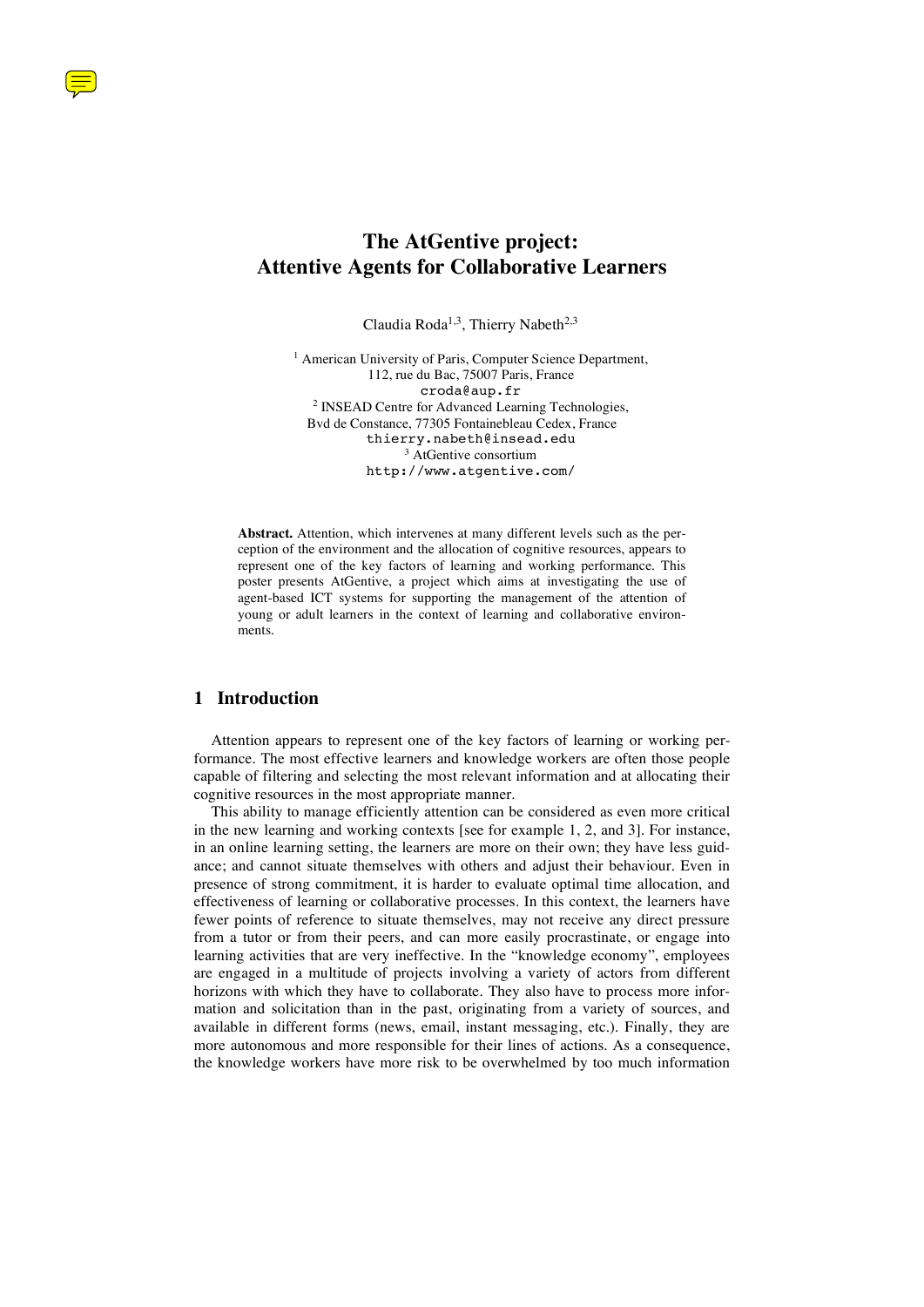# The AtGentive project: Attentive Agents for Collaborative Learners

Claudia Roda[1,3], Thierry Nabeth[2,3]

[1] American University of Paris, Computer Science Department, 112, rue du Bac, 75007 Paris, France
croda@aup.fr

[2] INSEAD Centre for Advanced Learning Technologies, Bvd de Constance, 77305 Fontainebleau Cedex, France
thierry.nabeth@insead.edu

[3] AtGentive consortium
http://www.atgentive.com/

**Abstract.** Attention, which intervenes at many different levels such as the perception of the environment and the allocation of cognitive resources, appears to represent one of the key factors of learning and working performance. This poster presents AtGentive, a project which aims at investigating the use of agent-based ICT systems for supporting the management of the attention of young or adult learners in the context of learning and collaborative environments.

## 1 Introduction

Attention appears to represent one of the key factors of learning or working performance. The most effective learners and knowledge workers are often those people capable of filtering and selecting the most relevant information and at allocating their cognitive resources in the most appropriate manner.

This ability to manage efficiently attention can be considered as even more critical in the new learning and working contexts [see for example 1, 2, and 3]. For instance, in an online learning setting, the learners are more on their own; they have less guidance; and cannot situate themselves with others and adjust their behaviour. Even in presence of strong commitment, it is harder to evaluate optimal time allocation, and effectiveness of learning or collaborative processes. In this context, the learners have fewer points of reference to situate themselves, may not receive any direct pressure from a tutor or from their peers, and can more easily procrastinate, or engage into learning activities that are very ineffective. In the "knowledge economy", employees are engaged in a multitude of projects involving a variety of actors from different horizons with which they have to collaborate. They also have to process more information and solicitation than in the past, originating from a variety of sources, and available in different forms (news, email, instant messaging, etc.). Finally, they are more autonomous and more responsible for their lines of actions. As a consequence, the knowledge workers have more risk to be overwhelmed by too much information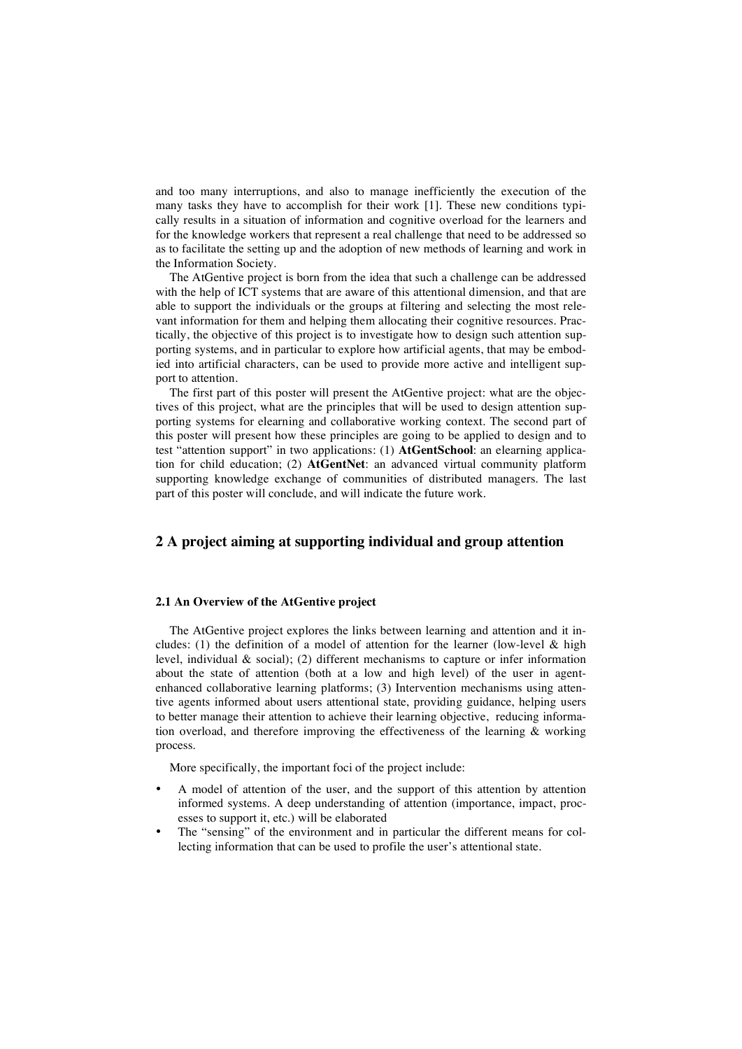and too many interruptions, and also to manage inefficiently the execution of the many tasks they have to accomplish for their work [1]. These new conditions typically results in a situation of information and cognitive overload for the learners and for the knowledge workers that represent a real challenge that need to be addressed so as to facilitate the setting up and the adoption of new methods of learning and work in the Information Society.

The AtGentive project is born from the idea that such a challenge can be addressed with the help of ICT systems that are aware of this attentional dimension, and that are able to support the individuals or the groups at filtering and selecting the most relevant information for them and helping them allocating their cognitive resources. Practically, the objective of this project is to investigate how to design such attention supporting systems, and in particular to explore how artificial agents, that may be embodied into artificial characters, can be used to provide more active and intelligent support to attention.

The first part of this poster will present the AtGentive project: what are the objectives of this project, what are the principles that will be used to design attention supporting systems for elearning and collaborative working context. The second part of this poster will present how these principles are going to be applied to design and to test "attention support" in two applications: (1) **AtGentSchool**: an elearning application for child education; (2) **AtGentNet**: an advanced virtual community platform supporting knowledge exchange of communities of distributed managers. The last part of this poster will conclude, and will indicate the future work.

## 2 A project aiming at supporting individual and group attention

### 2.1 An Overview of the AtGentive project

The AtGentive project explores the links between learning and attention and it includes: (1) the definition of a model of attention for the learner (low-level & high level, individual & social); (2) different mechanisms to capture or infer information about the state of attention (both at a low and high level) of the user in agent-enhanced collaborative learning platforms; (3) Intervention mechanisms using attentive agents informed about users attentional state, providing guidance, helping users to better manage their attention to achieve their learning objective, reducing information overload, and therefore improving the effectiveness of the learning & working process.

More specifically, the important foci of the project include:

- A model of attention of the user, and the support of this attention by attention informed systems. A deep understanding of attention (importance, impact, processes to support it, etc.) will be elaborated
- The "sensing" of the environment and in particular the different means for collecting information that can be used to profile the user's attentional state.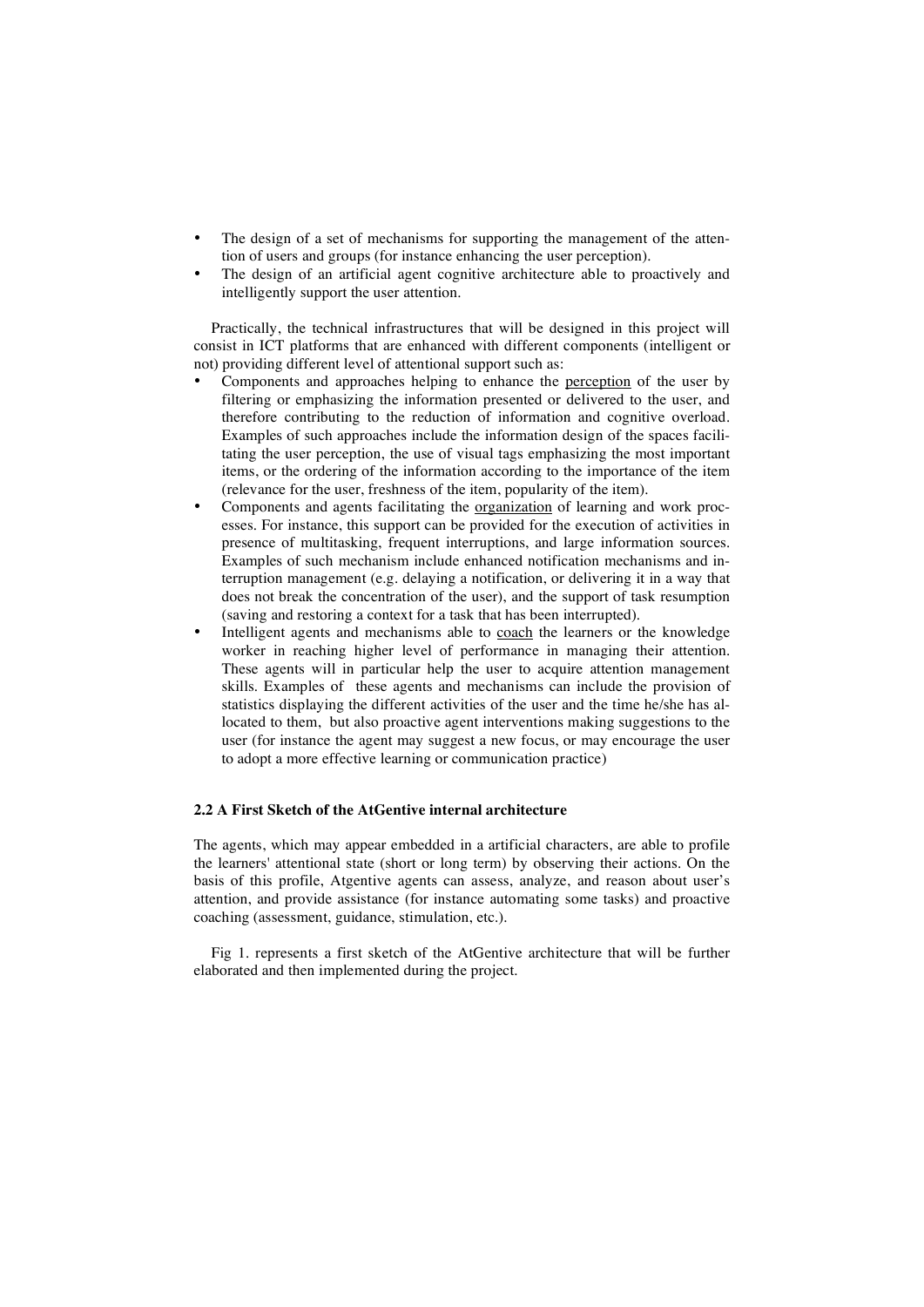- The design of a set of mechanisms for supporting the management of the attention of users and groups (for instance enhancing the user perception).
- The design of an artificial agent cognitive architecture able to proactively and intelligently support the user attention.

Practically, the technical infrastructures that will be designed in this project will consist in ICT platforms that are enhanced with different components (intelligent or not) providing different level of attentional support such as:

- Components and approaches helping to enhance the perception of the user by filtering or emphasizing the information presented or delivered to the user, and therefore contributing to the reduction of information and cognitive overload. Examples of such approaches include the information design of the spaces facilitating the user perception, the use of visual tags emphasizing the most important items, or the ordering of the information according to the importance of the item (relevance for the user, freshness of the item, popularity of the item).
- Components and agents facilitating the organization of learning and work processes. For instance, this support can be provided for the execution of activities in presence of multitasking, frequent interruptions, and large information sources. Examples of such mechanism include enhanced notification mechanisms and interruption management (e.g. delaying a notification, or delivering it in a way that does not break the concentration of the user), and the support of task resumption (saving and restoring a context for a task that has been interrupted).
- Intelligent agents and mechanisms able to coach the learners or the knowledge worker in reaching higher level of performance in managing their attention. These agents will in particular help the user to acquire attention management skills. Examples of these agents and mechanisms can include the provision of statistics displaying the different activities of the user and the time he/she has allocated to them, but also proactive agent interventions making suggestions to the user (for instance the agent may suggest a new focus, or may encourage the user to adopt a more effective learning or communication practice)

### 2.2 A First Sketch of the AtGentive internal architecture

The agents, which may appear embedded in a artificial characters, are able to profile the learners' attentional state (short or long term) by observing their actions. On the basis of this profile, Atgentive agents can assess, analyze, and reason about user's attention, and provide assistance (for instance automating some tasks) and proactive coaching (assessment, guidance, stimulation, etc.).

Fig 1. represents a first sketch of the AtGentive architecture that will be further elaborated and then implemented during the project.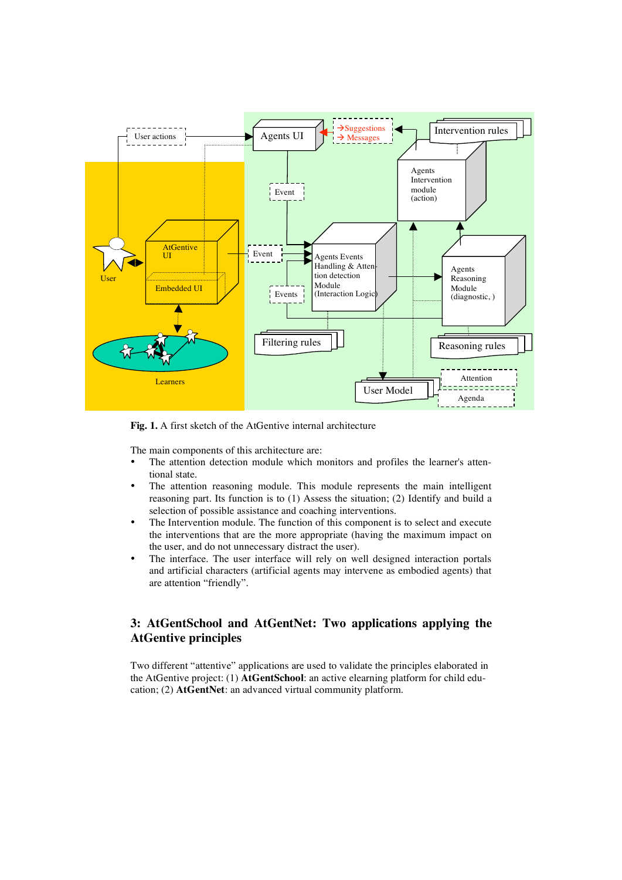**Fig. 1.** A first sketch of the AtGentive internal architecture

The main components of this architecture are:

- The attention detection module which monitors and profiles the learner's attentional state.
- The attention reasoning module. This module represents the main intelligent reasoning part. Its function is to (1) Assess the situation; (2) Identify and build a selection of possible assistance and coaching interventions.
- The Intervention module. The function of this component is to select and execute the interventions that are the more appropriate (having the maximum impact on the user, and do not unnecessary distract the user).
- The interface. The user interface will rely on well designed interaction portals and artificial characters (artificial agents may intervene as embodied agents) that are attention "friendly".

## 3: AtGentSchool and AtGentNet: Two applications applying the AtGentive principles

Two different "attentive" applications are used to validate the principles elaborated in the AtGentive project: (1) **AtGentSchool**: an active elearning platform for child education; (2) **AtGentNet**: an advanced virtual community platform.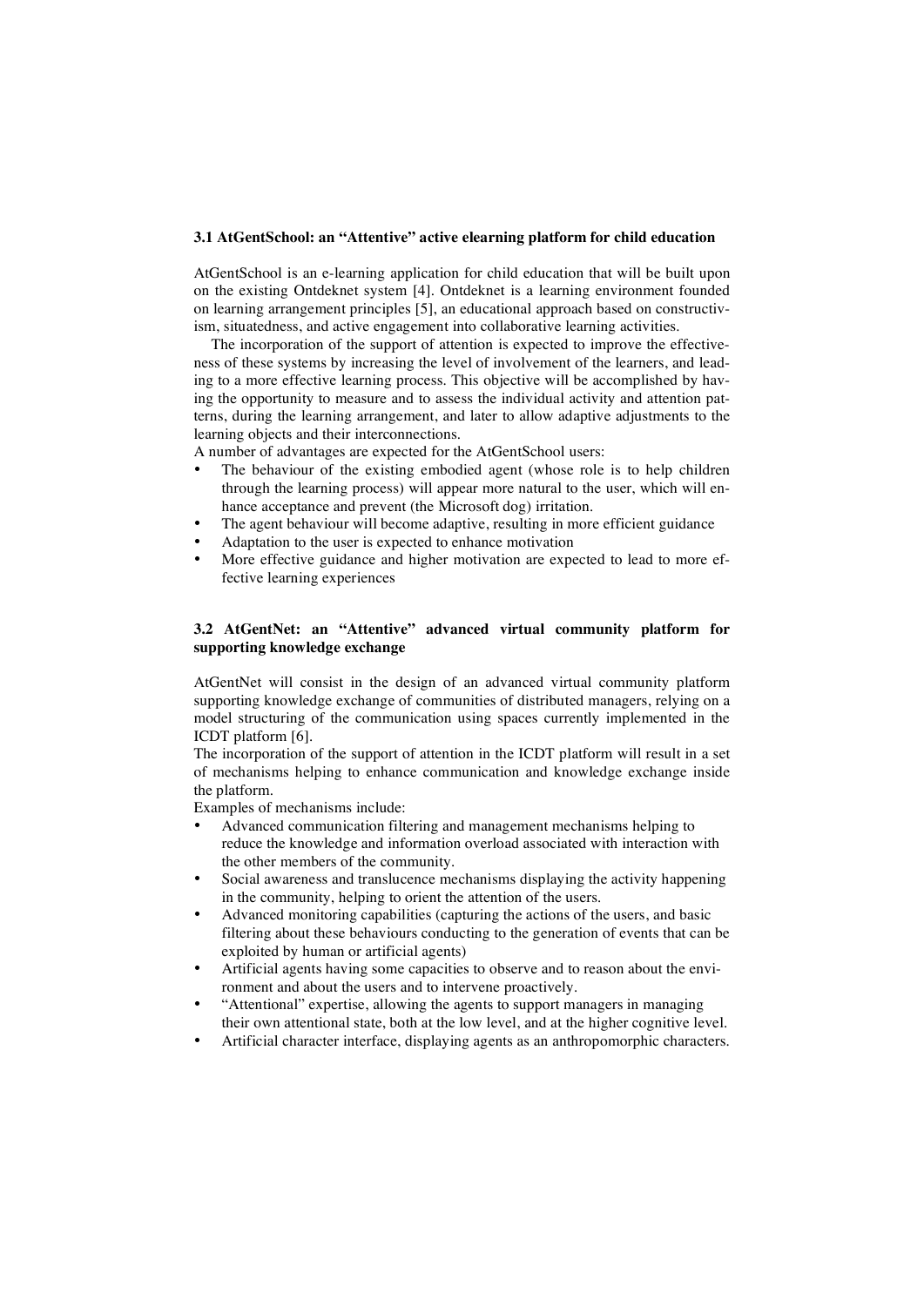### 3.1 AtGentSchool: an "Attentive" active elearning platform for child education

AtGentSchool is an e-learning application for child education that will be built upon on the existing Ontdeknet system [4]. Ontdeknet is a learning environment founded on learning arrangement principles [5], an educational approach based on constructivism, situatedness, and active engagement into collaborative learning activities.

The incorporation of the support of attention is expected to improve the effectiveness of these systems by increasing the level of involvement of the learners, and leading to a more effective learning process. This objective will be accomplished by having the opportunity to measure and to assess the individual activity and attention patterns, during the learning arrangement, and later to allow adaptive adjustments to the learning objects and their interconnections.

A number of advantages are expected for the AtGentSchool users:

- The behaviour of the existing embodied agent (whose role is to help children through the learning process) will appear more natural to the user, which will enhance acceptance and prevent (the Microsoft dog) irritation.
- The agent behaviour will become adaptive, resulting in more efficient guidance
- Adaptation to the user is expected to enhance motivation
- More effective guidance and higher motivation are expected to lead to more effective learning experiences

### 3.2 AtGentNet: an "Attentive" advanced virtual community platform for supporting knowledge exchange

AtGentNet will consist in the design of an advanced virtual community platform supporting knowledge exchange of communities of distributed managers, relying on a model structuring of the communication using spaces currently implemented in the ICDT platform [6].

The incorporation of the support of attention in the ICDT platform will result in a set of mechanisms helping to enhance communication and knowledge exchange inside the platform.

Examples of mechanisms include:

- Advanced communication filtering and management mechanisms helping to reduce the knowledge and information overload associated with interaction with the other members of the community.
- Social awareness and translucence mechanisms displaying the activity happening in the community, helping to orient the attention of the users.
- Advanced monitoring capabilities (capturing the actions of the users, and basic filtering about these behaviours conducting to the generation of events that can be exploited by human or artificial agents)
- Artificial agents having some capacities to observe and to reason about the environment and about the users and to intervene proactively.
- "Attentional" expertise, allowing the agents to support managers in managing their own attentional state, both at the low level, and at the higher cognitive level.
- Artificial character interface, displaying agents as an anthropomorphic characters.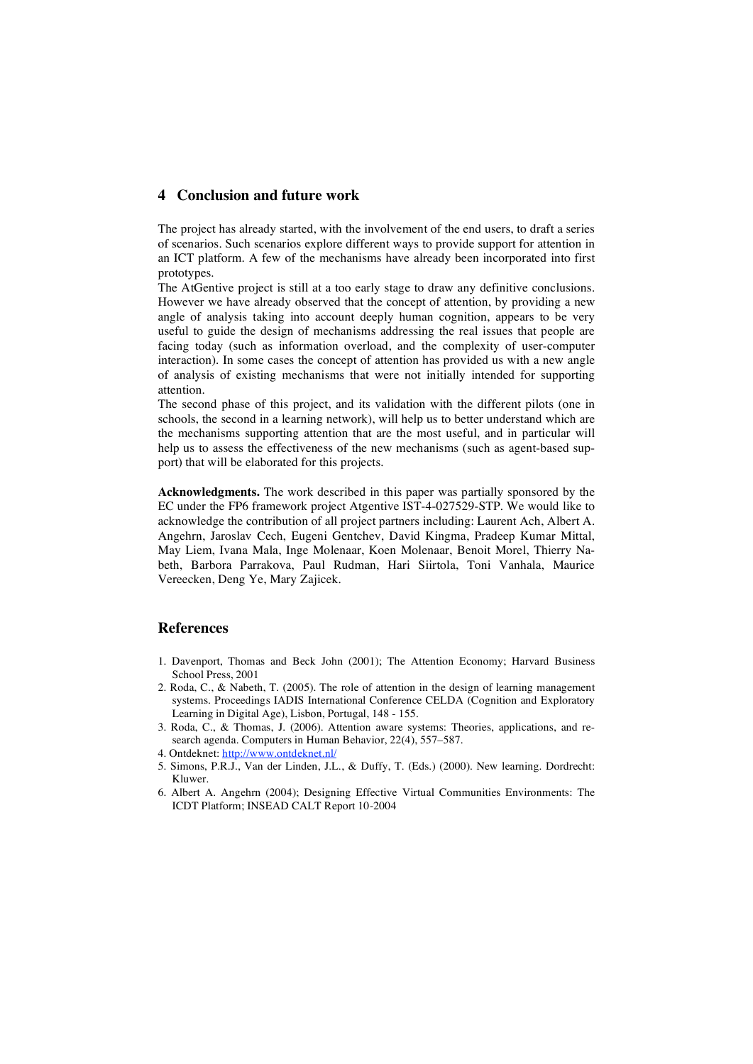## 4 Conclusion and future work

The project has already started, with the involvement of the end users, to draft a series of scenarios. Such scenarios explore different ways to provide support for attention in an ICT platform. A few of the mechanisms have already been incorporated into first prototypes.

The AtGentive project is still at a too early stage to draw any definitive conclusions. However we have already observed that the concept of attention, by providing a new angle of analysis taking into account deeply human cognition, appears to be very useful to guide the design of mechanisms addressing the real issues that people are facing today (such as information overload, and the complexity of user-computer interaction). In some cases the concept of attention has provided us with a new angle of analysis of existing mechanisms that were not initially intended for supporting attention.

The second phase of this project, and its validation with the different pilots (one in schools, the second in a learning network), will help us to better understand which are the mechanisms supporting attention that are the most useful, and in particular will help us to assess the effectiveness of the new mechanisms (such as agent-based support) that will be elaborated for this projects.

**Acknowledgments.** The work described in this paper was partially sponsored by the EC under the FP6 framework project Atgentive IST-4-027529-STP. We would like to acknowledge the contribution of all project partners including: Laurent Ach, Albert A. Angehrn, Jaroslav Cech, Eugeni Gentchev, David Kingma, Pradeep Kumar Mittal, May Liem, Ivana Mala, Inge Molenaar, Koen Molenaar, Benoit Morel, Thierry Nabeth, Barbora Parrakova, Paul Rudman, Hari Siirtola, Toni Vanhala, Maurice Vereecken, Deng Ye, Mary Zajicek.

## References

1. Davenport, Thomas and Beck John (2001); The Attention Economy; Harvard Business School Press, 2001
2. Roda, C., & Nabeth, T. (2005). The role of attention in the design of learning management systems. Proceedings IADIS International Conference CELDA (Cognition and Exploratory Learning in Digital Age), Lisbon, Portugal, 148 - 155.
3. Roda, C., & Thomas, J. (2006). Attention aware systems: Theories, applications, and research agenda. Computers in Human Behavior, 22(4), 557–587.
4. Ontdeknet: http://www.ontdeknet.nl/
5. Simons, P.R.J., Van der Linden, J.L., & Duffy, T. (Eds.) (2000). New learning. Dordrecht: Kluwer.
6. Albert A. Angehrn (2004); Designing Effective Virtual Communities Environments: The ICDT Platform; INSEAD CALT Report 10-2004